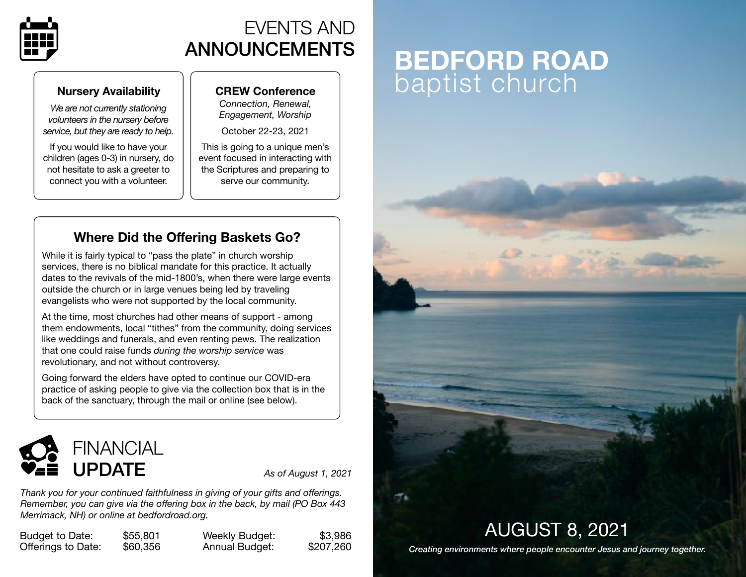# EVENTS AND ANNOUNCEMENTS

### Nursery Availability

*We are not currently stationing volunteers in the nursery before service, but they are ready to help.*

If you would like to have your children (ages 0-3) in nursery, do not hesitate to ask a greeter to connect you with a volunteer.

### CREW Conference

*Connection, Renewal, Engagement, Worship*

October 22-23, 2021

This is going to a unique men's event focused in interacting with the Scriptures and preparing to serve our community.

### Where Did the Offering Baskets Go?

While it is fairly typical to "pass the plate" in church worship services, there is no biblical mandate for this practice. It actually dates to the revivals of the mid-1800's, when there were large events outside the church or in large venues being led by traveling evangelists who were not supported by the local community.

At the time, most churches had other means of support - among them endowments, local "tithes" from the community, doing services like weddings and funerals, and even renting pews. The realization that one could raise funds *during the worship service* was revolutionary, and not without controversy.

Going forward the elders have opted to continue our COVID-era practice of asking people to give via the collection box that is in the back of the sanctuary, through the mail or online (see below).

# FINANCIAL UPDATE

*As of August 1, 2021*

*Thank you for your continued faithfulness in giving of your gifts and offerings. Remember, you can give via the offering box in the back, by mail (PO Box 443 Merrimack, NH) or online at bedfordroad.org.*

| | | | |
|---|---|---|---|
| Budget to Date: | $55,801 | Weekly Budget: | $3,986 |
| Offerings to Date: | $60,356 | Annual Budget: | $207,260 |

# BEDFORD ROAD
## baptist church

## AUGUST 8, 2021

*Creating environments where people encounter Jesus and journey together.*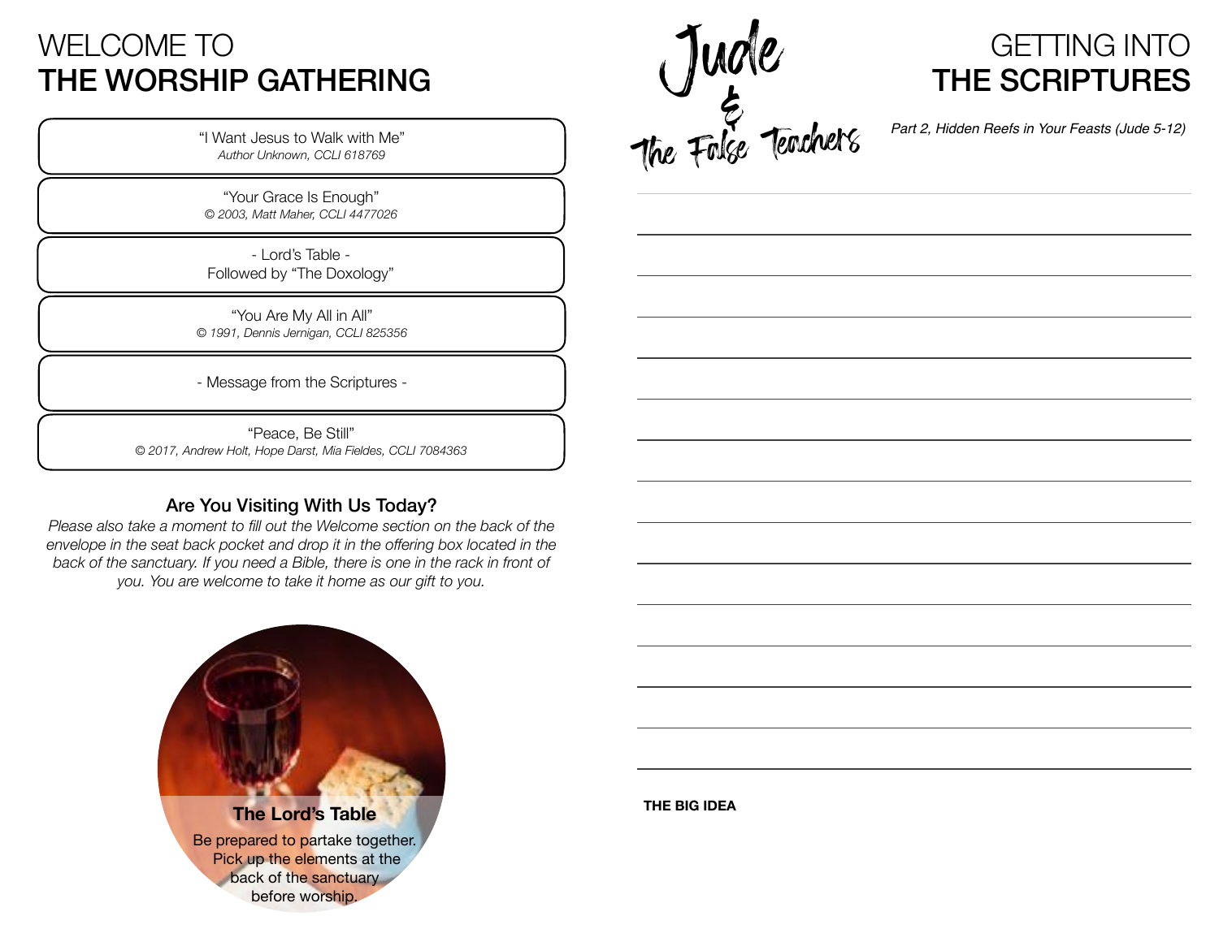# WELCOME TO **THE WORSHIP GATHERING**

"I Want Jesus to Walk with Me"
*Author Unknown, CCLI 618769*

"Your Grace Is Enough"
*© 2003, Matt Maher, CCLI 4477026*

- Lord's Table -
Followed by "The Doxology"

"You Are My All in All"
*© 1991, Dennis Jernigan, CCLI 825356*

- Message from the Scriptures -

"Peace, Be Still"
*© 2017, Andrew Holt, Hope Darst, Mia Fieldes, CCLI 7084363*

### Are You Visiting With Us Today?

*Please also take a moment to fill out the Welcome section on the back of the envelope in the seat back pocket and drop it in the offering box located in the back of the sanctuary. If you need a Bible, there is one in the rack in front of you. You are welcome to take it home as our gift to you.*

**The Lord's Table**

Be prepared to partake together. Pick up the elements at the back of the sanctuary before worship.

Jude & The False Teachers

# GETTING INTO **THE SCRIPTURES**

*Part 2, Hidden Reefs in Your Feasts (Jude 5-12)*

**THE BIG IDEA**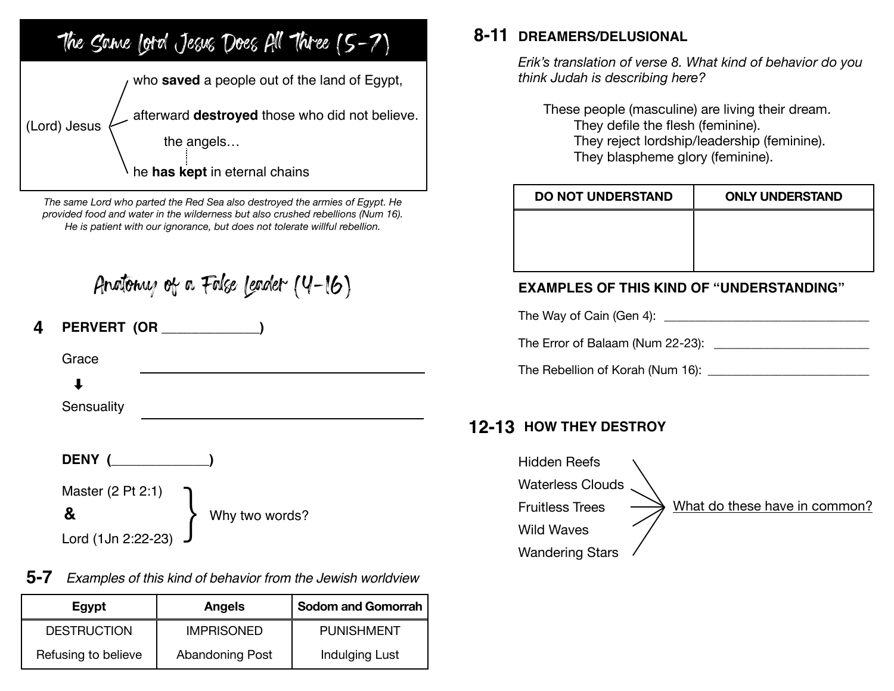## The Same Lord Jesus Does All Three (5-7)

(Lord) Jesus
- who **saved** a people out of the land of Egypt,
- afterward **destroyed** those who did not believe.
  - the angels…
- he **has kept** in eternal chains

*The same Lord who parted the Red Sea also destroyed the armies of Egypt. He provided food and water in the wilderness but also crushed rebellions (Num 16). He is patient with our ignorance, but does not tolerate willful rebellion.*

## Anatomy of a False Leader (4-16)

### 4 PERVERT (OR ______________)

Grace ______________________________

⬇

Sensuality ______________________________

**DENY (______________)**

Master (2 Pt 2:1)
**&**
Lord (1Jn 2:22-23)

Why two words?

### 5-7 *Examples of this kind of behavior from the Jewish worldview*

| Egypt | Angels | Sodom and Gomorrah |
|---|---|---|
| DESTRUCTION | IMPRISONED | PUNISHMENT |
| Refusing to believe | Abandoning Post | Indulging Lust |

### 8-11 DREAMERS/DELUSIONAL

*Erik's translation of verse 8. What kind of behavior do you think Judah is describing here?*

These people (masculine) are living their dream.
They defile the flesh (feminine).
They reject lordship/leadership (feminine).
They blaspheme glory (feminine).

| DO NOT UNDERSTAND | ONLY UNDERSTAND |
|---|---|
| | |

**EXAMPLES OF THIS KIND OF "UNDERSTANDING"**

The Way of Cain (Gen 4): ______________________________

The Error of Balaam (Num 22-23): ______________________________

The Rebellion of Korah (Num 16): ______________________________

### 12-13 HOW THEY DESTROY

- Hidden Reefs
- Waterless Clouds
- Fruitless Trees
- Wild Waves
- Wandering Stars

What do these have in common?